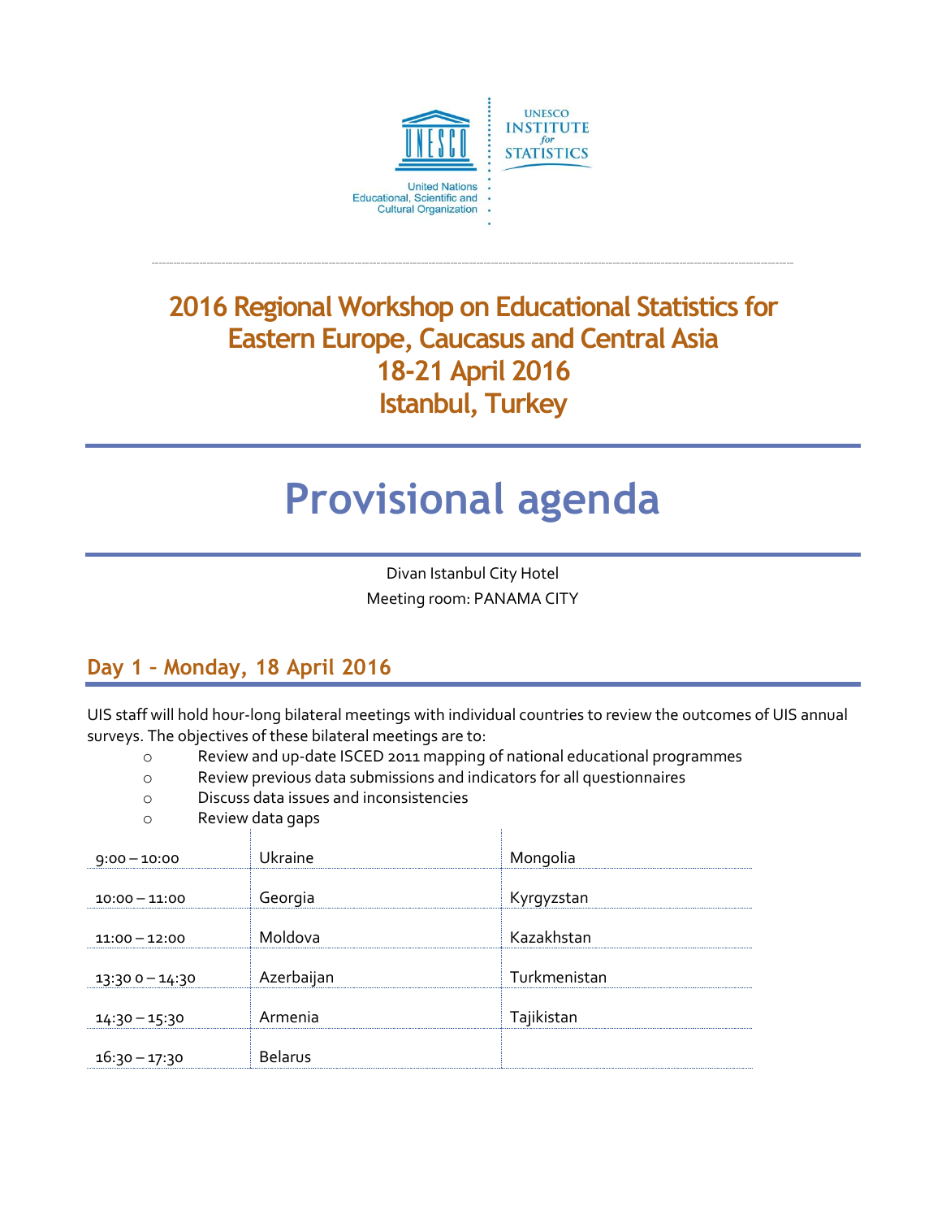# 2016 Regional Workshop on Educational Statistics for Eastern Europe, Caucasus and Central Asia
# 18-21 April 2016
# Istanbul, Turkey

# Provisional agenda

Divan Istanbul City Hotel

Meeting room: PANAMA CITY

## Day 1 – Monday, 18 April 2016

UIS staff will hold hour-long bilateral meetings with individual countries to review the outcomes of UIS annual surveys. The objectives of these bilateral meetings are to:

- Review and up-date ISCED 2011 mapping of national educational programmes
- Review previous data submissions and indicators for all questionnaires
- Discuss data issues and inconsistencies
- Review data gaps

| | | |
|---|---|---|
| 9:00 – 10:00 | Ukraine | Mongolia |
| 10:00 – 11:00 | Georgia | Kyrgyzstan |
| 11:00 – 12:00 | Moldova | Kazakhstan |
| 13:30 0 – 14:30 | Azerbaijan | Turkmenistan |
| 14:30 – 15:30 | Armenia | Tajikistan |
| 16:30 – 17:30 | Belarus | |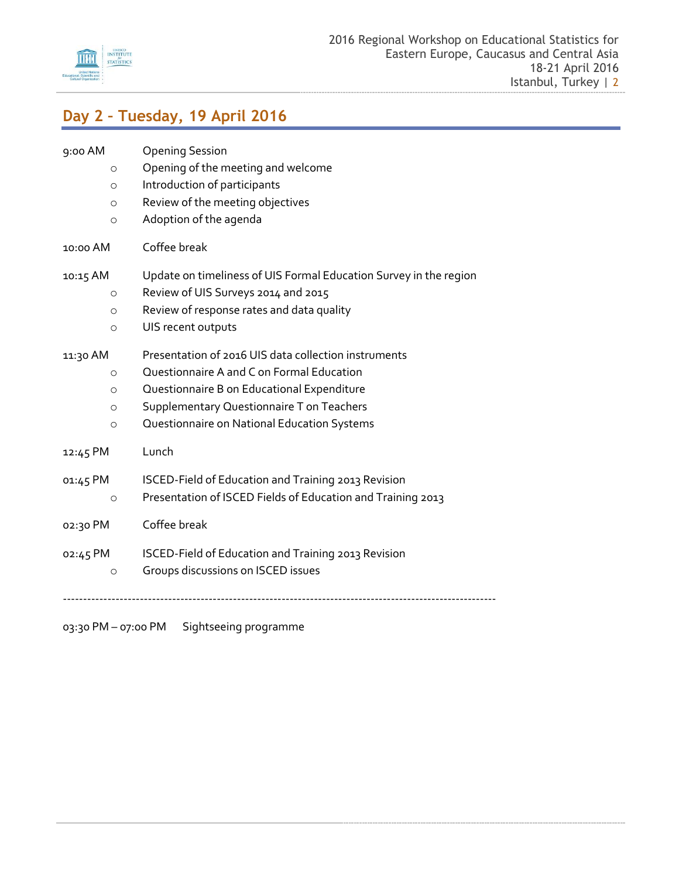## Day 2 – Tuesday, 19 April 2016

9:00 AM Opening Session

- Opening of the meeting and welcome
- Introduction of participants
- Review of the meeting objectives
- Adoption of the agenda

10:00 AM Coffee break

10:15 AM Update on timeliness of UIS Formal Education Survey in the region

- Review of UIS Surveys 2014 and 2015
- Review of response rates and data quality
- UIS recent outputs

11:30 AM Presentation of 2016 UIS data collection instruments

- Questionnaire A and C on Formal Education
- Questionnaire B on Educational Expenditure
- Supplementary Questionnaire T on Teachers
- Questionnaire on National Education Systems

12:45 PM Lunch

01:45 PM ISCED-Field of Education and Training 2013 Revision

- Presentation of ISCED Fields of Education and Training 2013

02:30 PM Coffee break

02:45 PM ISCED-Field of Education and Training 2013 Revision

- Groups discussions on ISCED issues

---

03:30 PM – 07:00 PM Sightseeing programme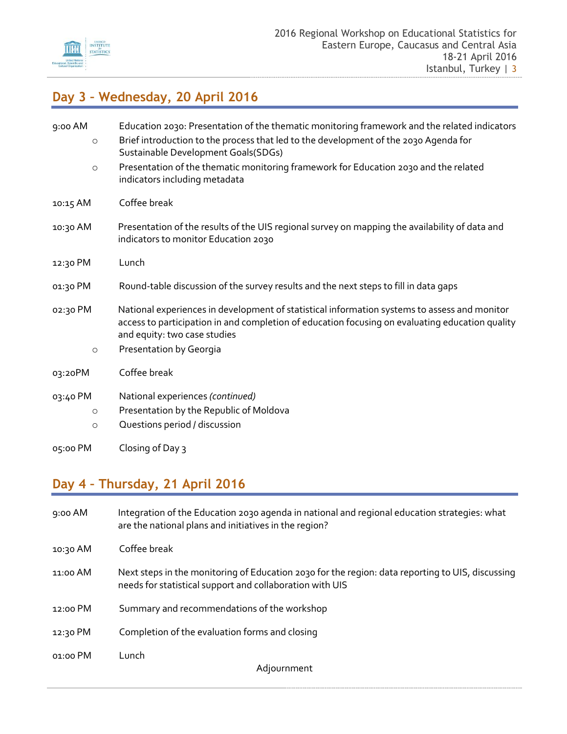## Day 3 – Wednesday, 20 April 2016

| | |
|---|---|
| 9:00 AM | Education 2030: Presentation of the thematic monitoring framework and the related indicators |
| ○ | Brief introduction to the process that led to the development of the 2030 Agenda for Sustainable Development Goals(SDGs) |
| ○ | Presentation of the thematic monitoring framework for Education 2030 and the related indicators including metadata |
| 10:15 AM | Coffee break |
| 10:30 AM | Presentation of the results of the UIS regional survey on mapping the availability of data and indicators to monitor Education 2030 |
| 12:30 PM | Lunch |
| 01:30 PM | Round-table discussion of the survey results and the next steps to fill in data gaps |
| 02:30 PM | National experiences in development of statistical information systems to assess and monitor access to participation in and completion of education focusing on evaluating education quality and equity: two case studies |
| ○ | Presentation by Georgia |
| 03:20PM | Coffee break |
| 03:40 PM | National experiences *(continued)* |
| ○ | Presentation by the Republic of Moldova |
| ○ | Questions period / discussion |
| 05:00 PM | Closing of Day 3 |

## Day 4 – Thursday, 21 April 2016

| | |
|---|---|
| 9:00 AM | Integration of the Education 2030 agenda in national and regional education strategies: what are the national plans and initiatives in the region? |
| 10:30 AM | Coffee break |
| 11:00 AM | Next steps in the monitoring of Education 2030 for the region: data reporting to UIS, discussing needs for statistical support and collaboration with UIS |
| 12:00 PM | Summary and recommendations of the workshop |
| 12:30 PM | Completion of the evaluation forms and closing |
| 01:00 PM | Lunch |

Adjournment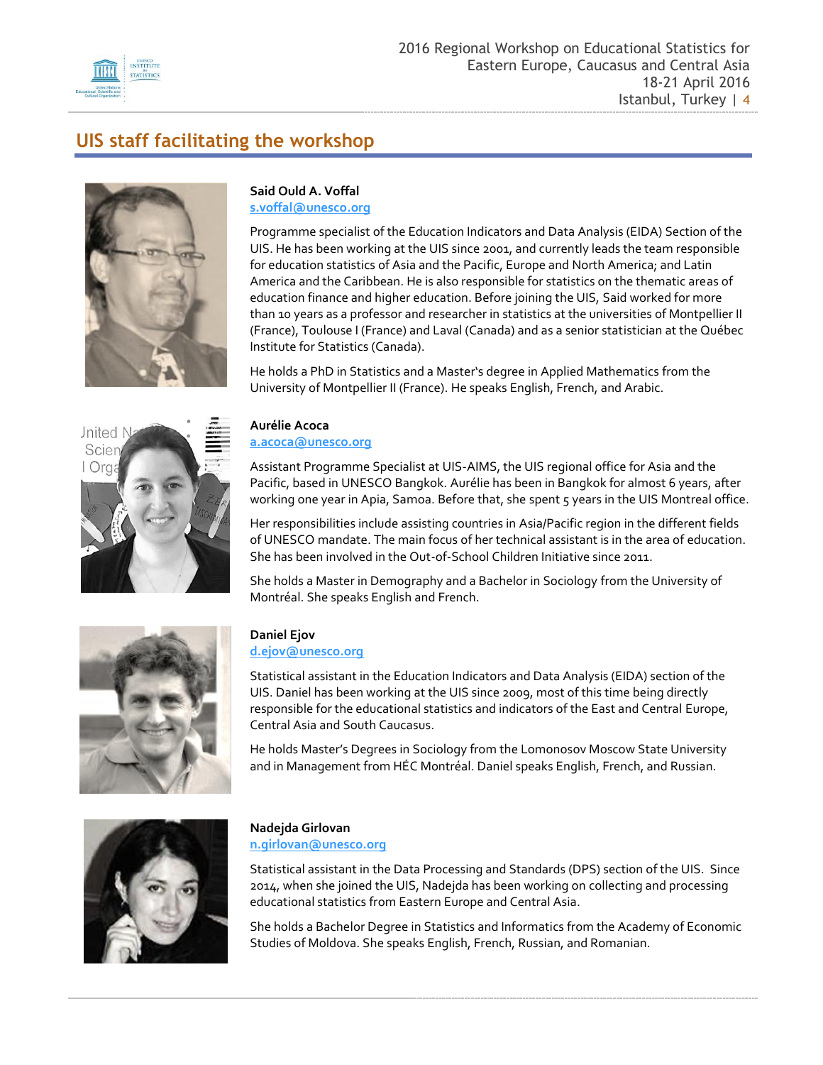## UIS staff facilitating the workshop

**Said Ould A. Voffal**
s.voffal@unesco.org

Programme specialist of the Education Indicators and Data Analysis (EIDA) Section of the UIS. He has been working at the UIS since 2001, and currently leads the team responsible for education statistics of Asia and the Pacific, Europe and North America; and Latin America and the Caribbean. He is also responsible for statistics on the thematic areas of education finance and higher education. Before joining the UIS, Said worked for more than 10 years as a professor and researcher in statistics at the universities of Montpellier II (France), Toulouse I (France) and Laval (Canada) and as a senior statistician at the Québec Institute for Statistics (Canada).

He holds a PhD in Statistics and a Master's degree in Applied Mathematics from the University of Montpellier II (France). He speaks English, French, and Arabic.

**Aurélie Acoca**
a.acoca@unesco.org

Assistant Programme Specialist at UIS-AIMS, the UIS regional office for Asia and the Pacific, based in UNESCO Bangkok. Aurélie has been in Bangkok for almost 6 years, after working one year in Apia, Samoa. Before that, she spent 5 years in the UIS Montreal office.

Her responsibilities include assisting countries in Asia/Pacific region in the different fields of UNESCO mandate. The main focus of her technical assistant is in the area of education. She has been involved in the Out-of-School Children Initiative since 2011.

She holds a Master in Demography and a Bachelor in Sociology from the University of Montréal. She speaks English and French.

**Daniel Ejov**
d.ejov@unesco.org

Statistical assistant in the Education Indicators and Data Analysis (EIDA) section of the UIS. Daniel has been working at the UIS since 2009, most of this time being directly responsible for the educational statistics and indicators of the East and Central Europe, Central Asia and South Caucasus.

He holds Master's Degrees in Sociology from the Lomonosov Moscow State University and in Management from HÉC Montréal. Daniel speaks English, French, and Russian.

**Nadejda Girlovan**
n.girlovan@unesco.org

Statistical assistant in the Data Processing and Standards (DPS) section of the UIS. Since 2014, when she joined the UIS, Nadejda has been working on collecting and processing educational statistics from Eastern Europe and Central Asia.

She holds a Bachelor Degree in Statistics and Informatics from the Academy of Economic Studies of Moldova. She speaks English, French, Russian, and Romanian.